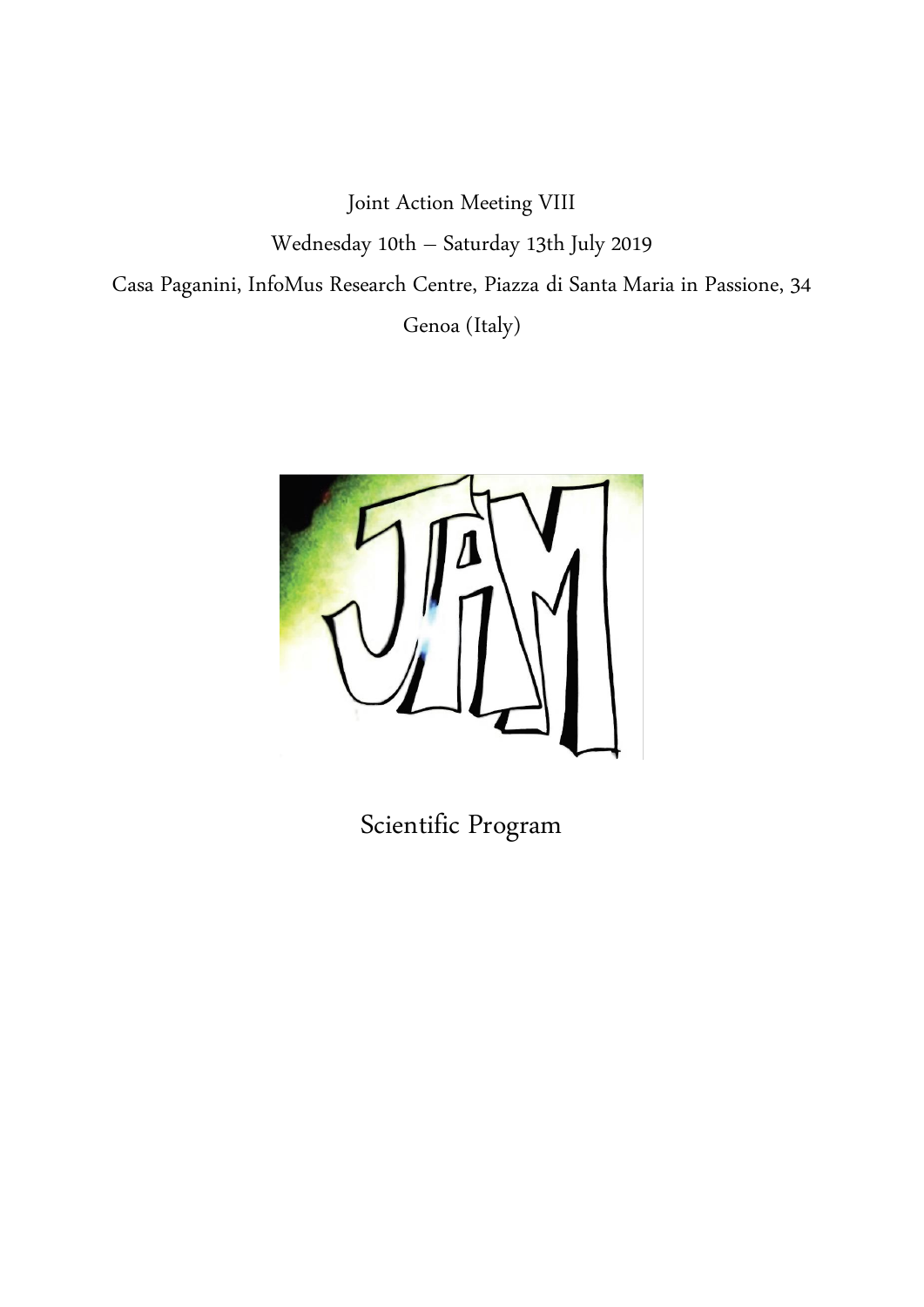Joint Action Meeting VIII

Wednesday 10th – Saturday 13th July 2019

Casa Paganini, InfoMus Research Centre, Piazza di Santa Maria in Passione, 34

Genoa (Italy)

# Scientific Program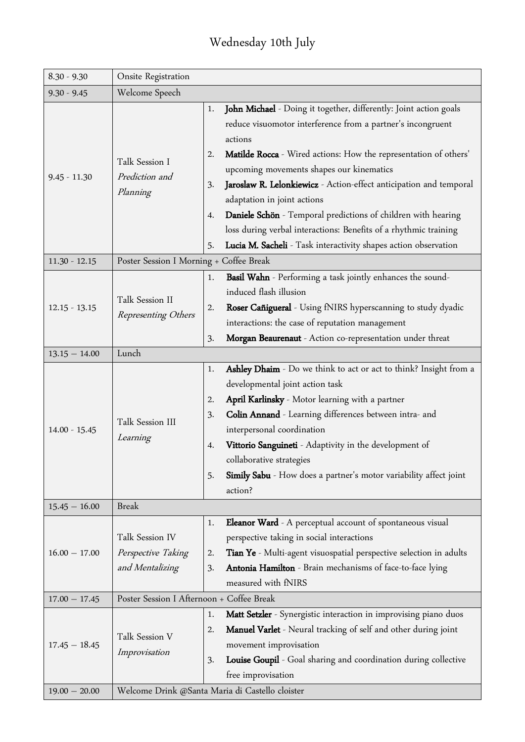# Wednesday 10th July

| Time | Session | Talks |
|---|---|---|
| 8.30 - 9.30 | Onsite Registration | |
| 9.30 - 9.45 | Welcome Speech | |
| 9.45 - 11.30 | Talk Session I *Prediction and Planning* | 1. **John Michael** - Doing it together, differently: Joint action goals reduce visuomotor interference from a partner's incongruent actions<br>2. **Matilde Rocca** - Wired actions: How the representation of others' upcoming movements shapes our kinematics<br>3. **Jaroslaw R. Lelonkiewicz** - Action-effect anticipation and temporal adaptation in joint actions<br>4. **Daniele Schön** - Temporal predictions of children with hearing loss during verbal interactions: Benefits of a rhythmic training<br>5. **Lucia M. Sacheli** - Task interactivity shapes action observation |
| 11.30 - 12.15 | Poster Session I Morning + Coffee Break | |
| 12.15 - 13.15 | Talk Session II *Representing Others* | 1. **Basil Wahn** - Performing a task jointly enhances the sound-induced flash illusion<br>2. **Roser Cañigueral** - Using fNIRS hyperscanning to study dyadic interactions: the case of reputation management<br>3. **Morgan Beaurenaut** - Action co-representation under threat |
| 13.15 – 14.00 | Lunch | |
| 14.00 - 15.45 | Talk Session III *Learning* | 1. **Ashley Dhaim** - Do we think to act or act to think? Insight from a developmental joint action task<br>2. **April Karlinsky** - Motor learning with a partner<br>3. **Colin Annand** - Learning differences between intra- and interpersonal coordination<br>4. **Vittorio Sanguineti** - Adaptivity in the development of collaborative strategies<br>5. **Simily Sabu** - How does a partner's motor variability affect joint action? |
| 15.45 – 16.00 | Break | |
| 16.00 – 17.00 | Talk Session IV *Perspective Taking and Mentalizing* | 1. **Eleanor Ward** - A perceptual account of spontaneous visual perspective taking in social interactions<br>2. **Tian Ye** - Multi-agent visuospatial perspective selection in adults<br>3. **Antonia Hamilton** - Brain mechanisms of face-to-face lying measured with fNIRS |
| 17.00 – 17.45 | Poster Session I Afternoon + Coffee Break | |
| 17.45 – 18.45 | Talk Session V *Improvisation* | 1. **Matt Setzler** - Synergistic interaction in improvising piano duos<br>2. **Manuel Varlet** - Neural tracking of self and other during joint movement improvisation<br>3. **Louise Goupil** - Goal sharing and coordination during collective free improvisation |
| 19.00 – 20.00 | Welcome Drink @Santa Maria di Castello cloister | |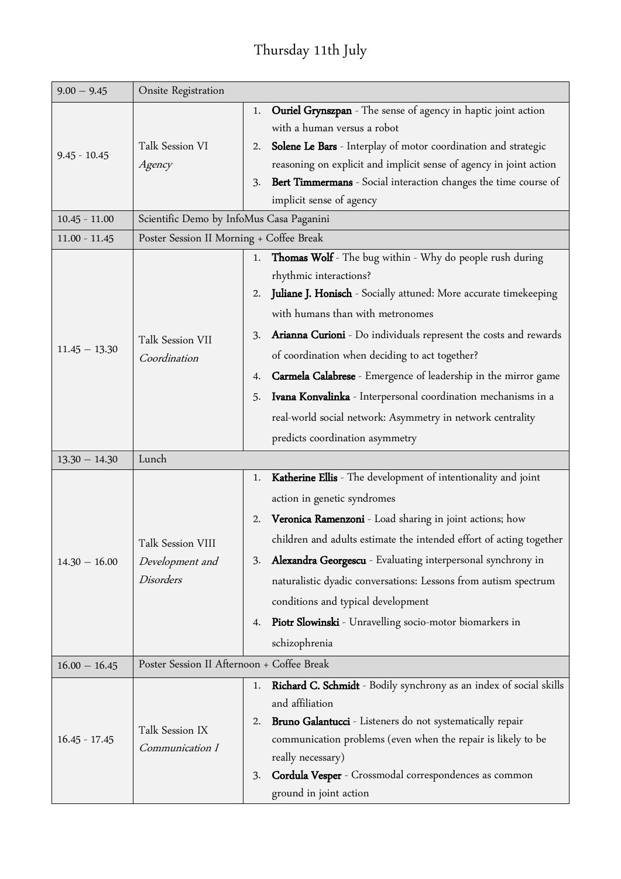# Thursday 11th July

| | | |
|---|---|---|
| 9.00 – 9.45 | Onsite Registration | |
| 9.45 - 10.45 | Talk Session VI<br>*Agency* | 1. **Ouriel Grynszpan** - The sense of agency in haptic joint action with a human versus a robot<br>2. **Solene Le Bars** - Interplay of motor coordination and strategic reasoning on explicit and implicit sense of agency in joint action<br>3. **Bert Timmermans** - Social interaction changes the time course of implicit sense of agency |
| 10.45 - 11.00 | Scientific Demo by InfoMus Casa Paganini | |
| 11.00 - 11.45 | Poster Session II Morning + Coffee Break | |
| 11.45 – 13.30 | Talk Session VII<br>*Coordination* | 1. **Thomas Wolf** - The bug within - Why do people rush during rhythmic interactions?<br>2. **Juliane J. Honisch** - Socially attuned: More accurate timekeeping with humans than with metronomes<br>3. **Arianna Curioni** - Do individuals represent the costs and rewards of coordination when deciding to act together?<br>4. **Carmela Calabrese** - Emergence of leadership in the mirror game<br>5. **Ivana Konvalinka** - Interpersonal coordination mechanisms in a real-world social network: Asymmetry in network centrality predicts coordination asymmetry |
| 13.30 – 14.30 | Lunch | |
| 14.30 – 16.00 | Talk Session VIII<br>*Development and Disorders* | 1. **Katherine Ellis** - The development of intentionality and joint action in genetic syndromes<br>2. **Veronica Ramenzoni** - Load sharing in joint actions; how children and adults estimate the intended effort of acting together<br>3. **Alexandra Georgescu** - Evaluating interpersonal synchrony in naturalistic dyadic conversations: Lessons from autism spectrum conditions and typical development<br>4. **Piotr Slowinski** - Unravelling socio-motor biomarkers in schizophrenia |
| 16.00 – 16.45 | Poster Session II Afternoon + Coffee Break | |
| 16.45 - 17.45 | Talk Session IX<br>*Communication I* | 1. **Richard C. Schmidt** - Bodily synchrony as an index of social skills and affiliation<br>2. **Bruno Galantucci** - Listeners do not systematically repair communication problems (even when the repair is likely to be really necessary)<br>3. **Cordula Vesper** - Crossmodal correspondences as common ground in joint action |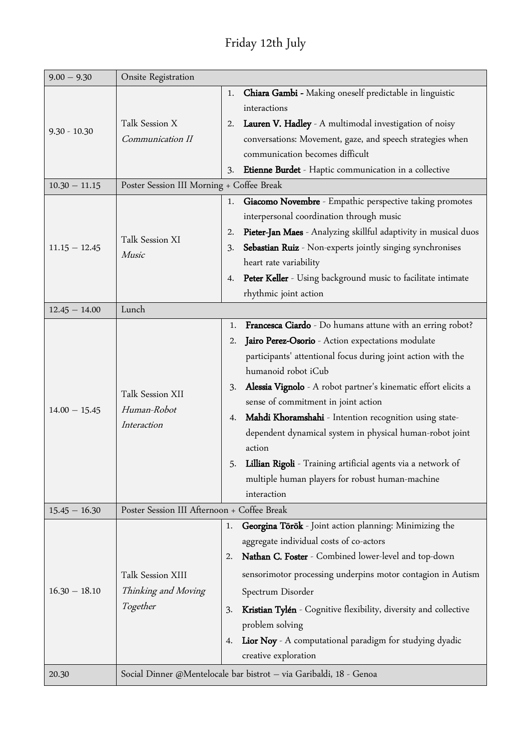# Friday 12th July

| | | |
|---|---|---|
| 9.00 – 9.30 | Onsite Registration | |
| 9.30 - 10.30 | Talk Session X *Communication II* | 1. **Chiara Gambi -** Making oneself predictable in linguistic interactions<br>2. **Lauren V. Hadley** - A multimodal investigation of noisy conversations: Movement, gaze, and speech strategies when communication becomes difficult<br>3. **Etienne Burdet** - Haptic communication in a collective |
| 10.30 – 11.15 | Poster Session III Morning + Coffee Break | |
| 11.15 – 12.45 | Talk Session XI *Music* | 1. **Giacomo Novembre** - Empathic perspective taking promotes interpersonal coordination through music<br>2. **Pieter-Jan Maes** - Analyzing skillful adaptivity in musical duos<br>3. **Sebastian Ruiz** - Non-experts jointly singing synchronises heart rate variability<br>4. **Peter Keller** - Using background music to facilitate intimate rhythmic joint action |
| 12.45 – 14.00 | Lunch | |
| 14.00 – 15.45 | Talk Session XII *Human-Robot Interaction* | 1. **Francesca Ciardo** - Do humans attune with an erring robot?<br>2. **Jairo Perez-Osorio** - Action expectations modulate participants' attentional focus during joint action with the humanoid robot iCub<br>3. **Alessia Vignolo** - A robot partner's kinematic effort elicits a sense of commitment in joint action<br>4. **Mahdi Khoramshahi** - Intention recognition using state-dependent dynamical system in physical human-robot joint action<br>5. **Lillian Rigoli** - Training artificial agents via a network of multiple human players for robust human-machine interaction |
| 15.45 – 16.30 | Poster Session III Afternoon + Coffee Break | |
| 16.30 – 18.10 | Talk Session XIII *Thinking and Moving Together* | 1. **Georgina Török** - Joint action planning: Minimizing the aggregate individual costs of co-actors<br>2. **Nathan C. Foster** - Combined lower-level and top-down sensorimotor processing underpins motor contagion in Autism Spectrum Disorder<br>3. **Kristian Tylén** - Cognitive flexibility, diversity and collective problem solving<br>4. **Lior Noy** - A computational paradigm for studying dyadic creative exploration |
| 20.30 | Social Dinner @Mentelocale bar bistrot – via Garibaldi, 18 - Genoa | |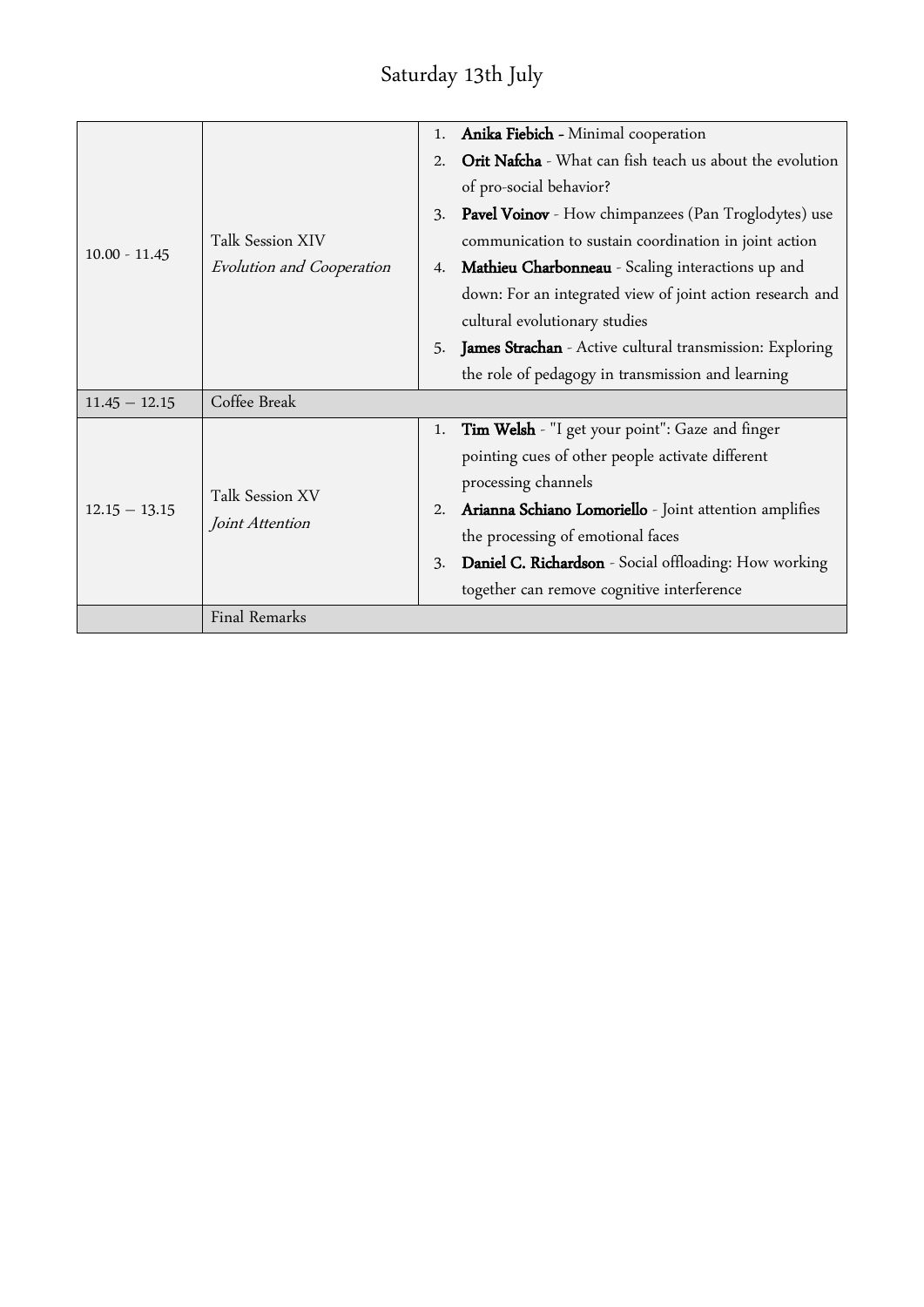# Saturday 13th July

| | | |
|---|---|---|
| 10.00 - 11.45 | Talk Session XIV<br>*Evolution and Cooperation* | 1. **Anika Fiebich -** Minimal cooperation<br>2. **Orit Nafcha** - What can fish teach us about the evolution of pro-social behavior?<br>3. **Pavel Voinov** - How chimpanzees (Pan Troglodytes) use communication to sustain coordination in joint action<br>4. **Mathieu Charbonneau** - Scaling interactions up and down: For an integrated view of joint action research and cultural evolutionary studies<br>5. **James Strachan** - Active cultural transmission: Exploring the role of pedagogy in transmission and learning |
| 11.45 – 12.15 | Coffee Break | |
| 12.15 – 13.15 | Talk Session XV<br>*Joint Attention* | 1. **Tim Welsh** - "I get your point": Gaze and finger pointing cues of other people activate different processing channels<br>2. **Arianna Schiano Lomoriello** - Joint attention amplifies the processing of emotional faces<br>3. **Daniel C. Richardson** - Social offloading: How working together can remove cognitive interference |
| | Final Remarks | |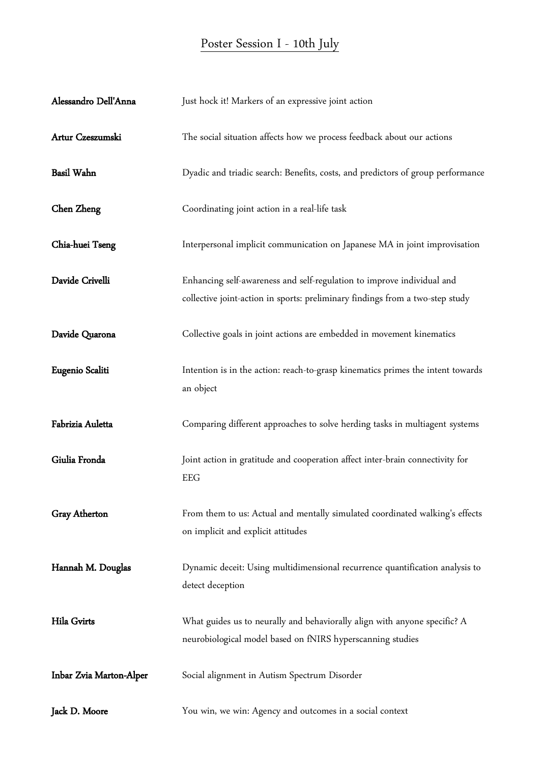## Poster Session I - 10th July

| | |
|---|---|
| **Alessandro Dell'Anna** | Just hock it! Markers of an expressive joint action |
| **Artur Czeszumski** | The social situation affects how we process feedback about our actions |
| **Basil Wahn** | Dyadic and triadic search: Benefits, costs, and predictors of group performance |
| **Chen Zheng** | Coordinating joint action in a real-life task |
| **Chia-huei Tseng** | Interpersonal implicit communication on Japanese MA in joint improvisation |
| **Davide Crivelli** | Enhancing self-awareness and self-regulation to improve individual and collective joint-action in sports: preliminary findings from a two-step study |
| **Davide Quarona** | Collective goals in joint actions are embedded in movement kinematics |
| **Eugenio Scaliti** | Intention is in the action: reach-to-grasp kinematics primes the intent towards an object |
| **Fabrizia Auletta** | Comparing different approaches to solve herding tasks in multiagent systems |
| **Giulia Fronda** | Joint action in gratitude and cooperation affect inter-brain connectivity for EEG |
| **Gray Atherton** | From them to us: Actual and mentally simulated coordinated walking's effects on implicit and explicit attitudes |
| **Hannah M. Douglas** | Dynamic deceit: Using multidimensional recurrence quantification analysis to detect deception |
| **Hila Gvirts** | What guides us to neurally and behaviorally align with anyone specific? A neurobiological model based on fNIRS hyperscanning studies |
| **Inbar Zvia Marton-Alper** | Social alignment in Autism Spectrum Disorder |
| **Jack D. Moore** | You win, we win: Agency and outcomes in a social context |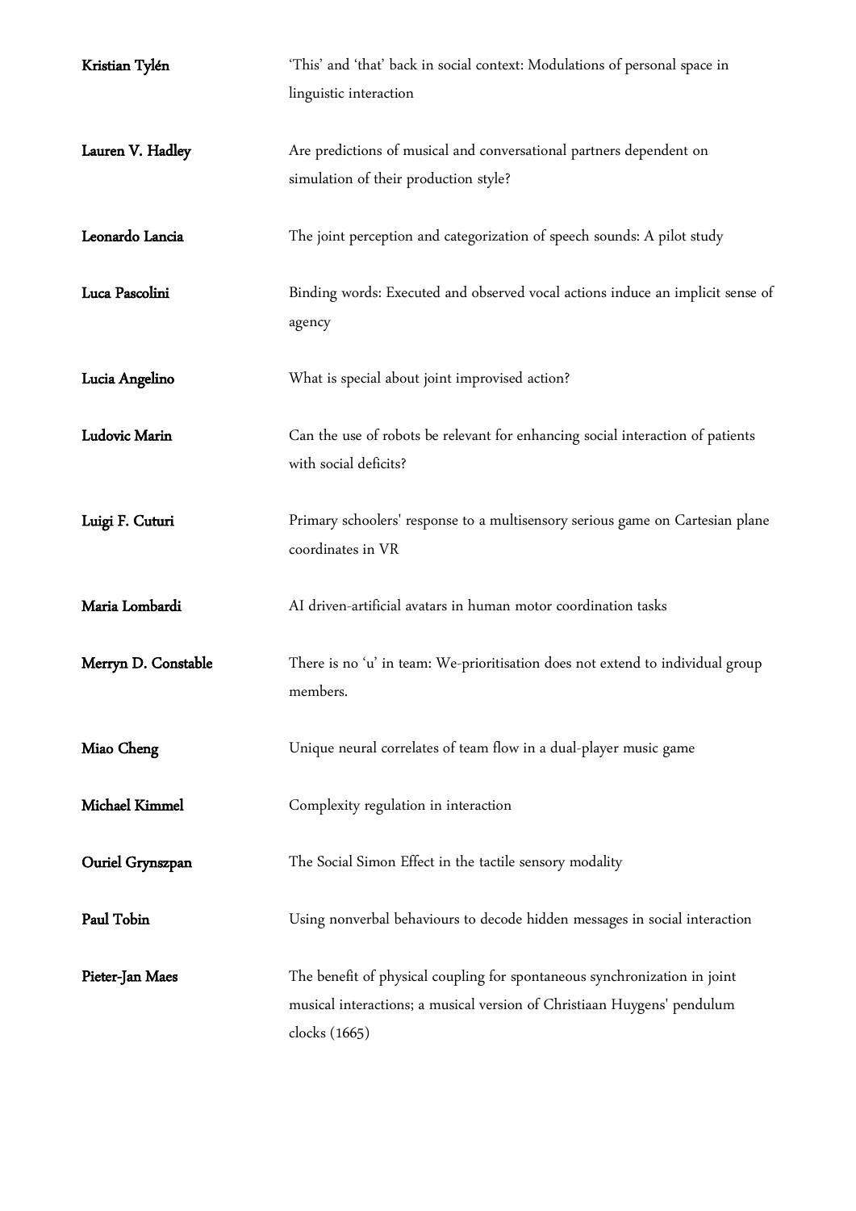| | |
|---|---|
| **Kristian Tylén** | ‘This’ and ‘that’ back in social context: Modulations of personal space in linguistic interaction |
| **Lauren V. Hadley** | Are predictions of musical and conversational partners dependent on simulation of their production style? |
| **Leonardo Lancia** | The joint perception and categorization of speech sounds: A pilot study |
| **Luca Pascolini** | Binding words: Executed and observed vocal actions induce an implicit sense of agency |
| **Lucia Angelino** | What is special about joint improvised action? |
| **Ludovic Marin** | Can the use of robots be relevant for enhancing social interaction of patients with social deficits? |
| **Luigi F. Cuturi** | Primary schoolers' response to a multisensory serious game on Cartesian plane coordinates in VR |
| **Maria Lombardi** | AI driven-artificial avatars in human motor coordination tasks |
| **Merryn D. Constable** | There is no ‘u’ in team: We-prioritisation does not extend to individual group members. |
| **Miao Cheng** | Unique neural correlates of team flow in a dual-player music game |
| **Michael Kimmel** | Complexity regulation in interaction |
| **Ouriel Grynszpan** | The Social Simon Effect in the tactile sensory modality |
| **Paul Tobin** | Using nonverbal behaviours to decode hidden messages in social interaction |
| **Pieter-Jan Maes** | The benefit of physical coupling for spontaneous synchronization in joint musical interactions; a musical version of Christiaan Huygens' pendulum clocks (1665) |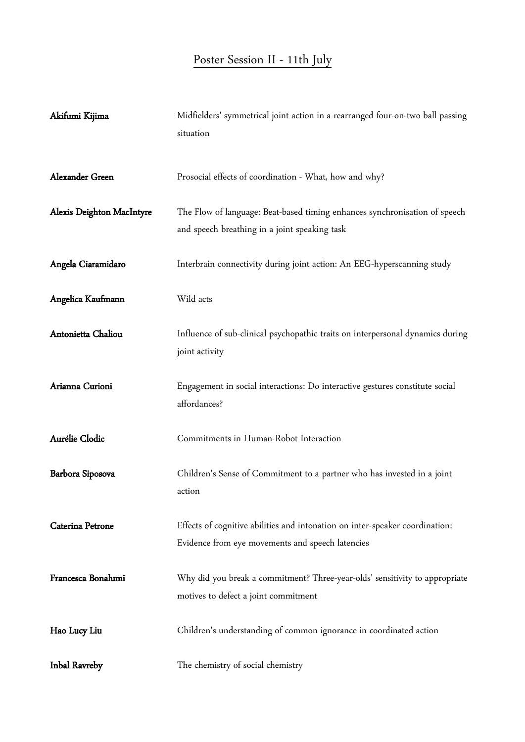# Poster Session II - 11th July

| | |
|---|---|
| **Akifumi Kijima** | Midfielders' symmetrical joint action in a rearranged four-on-two ball passing situation |
| **Alexander Green** | Prosocial effects of coordination - What, how and why? |
| **Alexis Deighton MacIntyre** | The Flow of language: Beat-based timing enhances synchronisation of speech and speech breathing in a joint speaking task |
| **Angela Ciaramidaro** | Interbrain connectivity during joint action: An EEG-hyperscanning study |
| **Angelica Kaufmann** | Wild acts |
| **Antonietta Chaliou** | Influence of sub-clinical psychopathic traits on interpersonal dynamics during joint activity |
| **Arianna Curioni** | Engagement in social interactions: Do interactive gestures constitute social affordances? |
| **Aurélie Clodic** | Commitments in Human-Robot Interaction |
| **Barbora Siposova** | Children's Sense of Commitment to a partner who has invested in a joint action |
| **Caterina Petrone** | Effects of cognitive abilities and intonation on inter-speaker coordination: Evidence from eye movements and speech latencies |
| **Francesca Bonalumi** | Why did you break a commitment? Three-year-olds' sensitivity to appropriate motives to defect a joint commitment |
| **Hao Lucy Liu** | Children's understanding of common ignorance in coordinated action |
| **Inbal Ravreby** | The chemistry of social chemistry |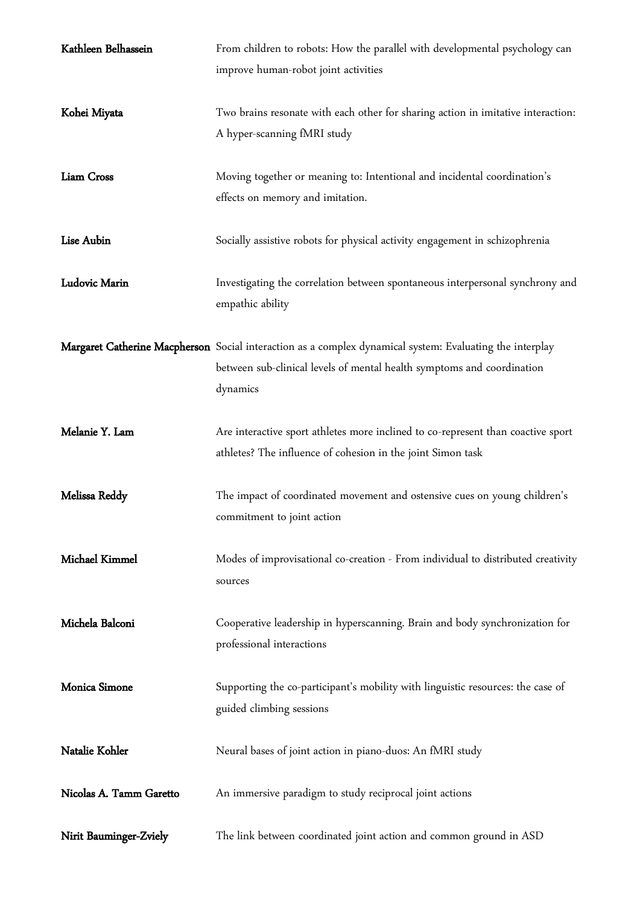| | |
|---|---|
| **Kathleen Belhassein** | From children to robots: How the parallel with developmental psychology can improve human-robot joint activities |
| **Kohei Miyata** | Two brains resonate with each other for sharing action in imitative interaction: A hyper-scanning fMRI study |
| **Liam Cross** | Moving together or meaning to: Intentional and incidental coordination's effects on memory and imitation. |
| **Lise Aubin** | Socially assistive robots for physical activity engagement in schizophrenia |
| **Ludovic Marin** | Investigating the correlation between spontaneous interpersonal synchrony and empathic ability |
| **Margaret Catherine Macpherson** | Social interaction as a complex dynamical system: Evaluating the interplay between sub-clinical levels of mental health symptoms and coordination dynamics |
| **Melanie Y. Lam** | Are interactive sport athletes more inclined to co-represent than coactive sport athletes? The influence of cohesion in the joint Simon task |
| **Melissa Reddy** | The impact of coordinated movement and ostensive cues on young children's commitment to joint action |
| **Michael Kimmel** | Modes of improvisational co-creation - From individual to distributed creativity sources |
| **Michela Balconi** | Cooperative leadership in hyperscanning. Brain and body synchronization for professional interactions |
| **Monica Simone** | Supporting the co-participant's mobility with linguistic resources: the case of guided climbing sessions |
| **Natalie Kohler** | Neural bases of joint action in piano-duos: An fMRI study |
| **Nicolas A. Tamm Garetto** | An immersive paradigm to study reciprocal joint actions |
| **Nirit Bauminger-Zviely** | The link between coordinated joint action and common ground in ASD |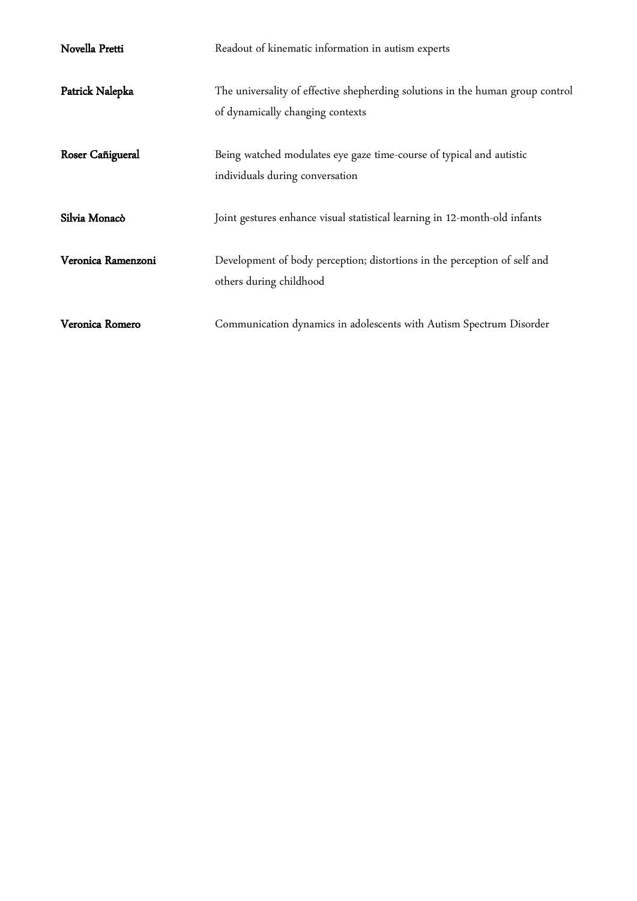| | |
|---|---|
| **Novella Pretti** | Readout of kinematic information in autism experts |
| **Patrick Nalepka** | The universality of effective shepherding solutions in the human group control of dynamically changing contexts |
| **Roser Cañigueral** | Being watched modulates eye gaze time-course of typical and autistic individuals during conversation |
| **Silvia Monacò** | Joint gestures enhance visual statistical learning in 12-month-old infants |
| **Veronica Ramenzoni** | Development of body perception; distortions in the perception of self and others during childhood |
| **Veronica Romero** | Communication dynamics in adolescents with Autism Spectrum Disorder |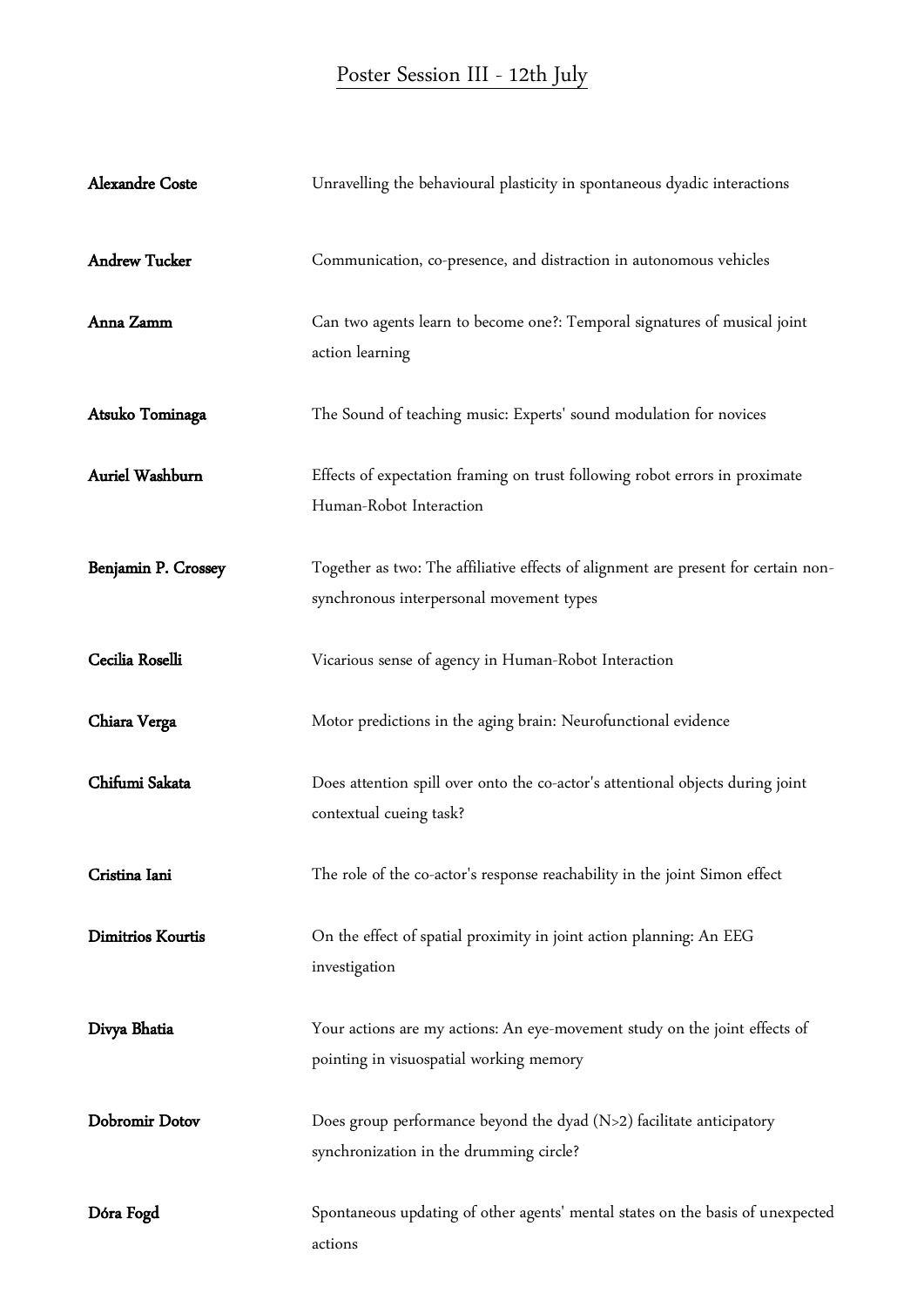## Poster Session III - 12th July

| | |
|---|---|
| **Alexandre Coste** | Unravelling the behavioural plasticity in spontaneous dyadic interactions |
| **Andrew Tucker** | Communication, co-presence, and distraction in autonomous vehicles |
| **Anna Zamm** | Can two agents learn to become one?: Temporal signatures of musical joint action learning |
| **Atsuko Tominaga** | The Sound of teaching music: Experts' sound modulation for novices |
| **Auriel Washburn** | Effects of expectation framing on trust following robot errors in proximate Human-Robot Interaction |
| **Benjamin P. Crossey** | Together as two: The affiliative effects of alignment are present for certain non-synchronous interpersonal movement types |
| **Cecilia Roselli** | Vicarious sense of agency in Human-Robot Interaction |
| **Chiara Verga** | Motor predictions in the aging brain: Neurofunctional evidence |
| **Chifumi Sakata** | Does attention spill over onto the co-actor's attentional objects during joint contextual cueing task? |
| **Cristina Iani** | The role of the co-actor's response reachability in the joint Simon effect |
| **Dimitrios Kourtis** | On the effect of spatial proximity in joint action planning: An EEG investigation |
| **Divya Bhatia** | Your actions are my actions: An eye-movement study on the joint effects of pointing in visuospatial working memory |
| **Dobromir Dotov** | Does group performance beyond the dyad (N>2) facilitate anticipatory synchronization in the drumming circle? |
| **Dóra Fogd** | Spontaneous updating of other agents' mental states on the basis of unexpected actions |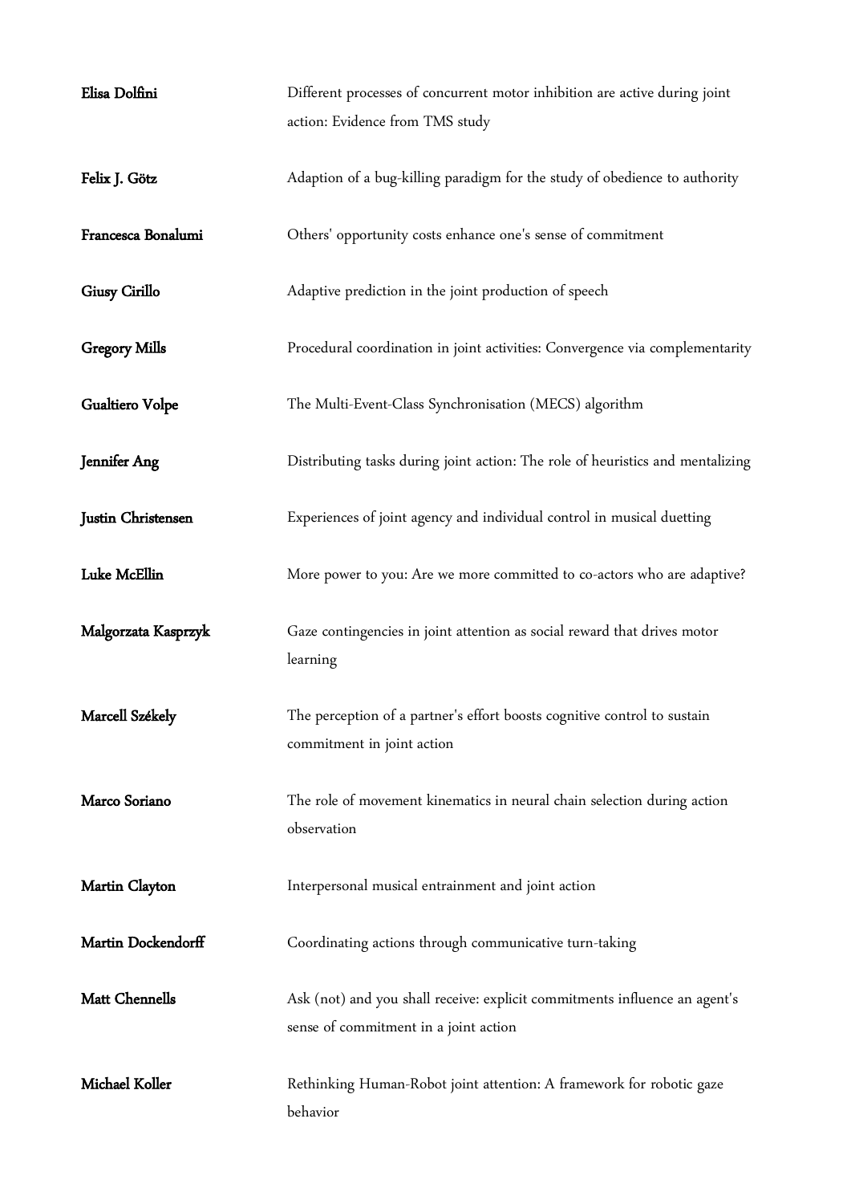| | |
|---|---|
| **Elisa Dolfini** | Different processes of concurrent motor inhibition are active during joint action: Evidence from TMS study |
| **Felix J. Götz** | Adaption of a bug-killing paradigm for the study of obedience to authority |
| **Francesca Bonalumi** | Others' opportunity costs enhance one's sense of commitment |
| **Giusy Cirillo** | Adaptive prediction in the joint production of speech |
| **Gregory Mills** | Procedural coordination in joint activities: Convergence via complementarity |
| **Gualtiero Volpe** | The Multi-Event-Class Synchronisation (MECS) algorithm |
| **Jennifer Ang** | Distributing tasks during joint action: The role of heuristics and mentalizing |
| **Justin Christensen** | Experiences of joint agency and individual control in musical duetting |
| **Luke McEllin** | More power to you: Are we more committed to co-actors who are adaptive? |
| **Malgorzata Kasprzyk** | Gaze contingencies in joint attention as social reward that drives motor learning |
| **Marcell Székely** | The perception of a partner's effort boosts cognitive control to sustain commitment in joint action |
| **Marco Soriano** | The role of movement kinematics in neural chain selection during action observation |
| **Martin Clayton** | Interpersonal musical entrainment and joint action |
| **Martin Dockendorff** | Coordinating actions through communicative turn-taking |
| **Matt Chennells** | Ask (not) and you shall receive: explicit commitments influence an agent's sense of commitment in a joint action |
| **Michael Koller** | Rethinking Human-Robot joint attention: A framework for robotic gaze behavior |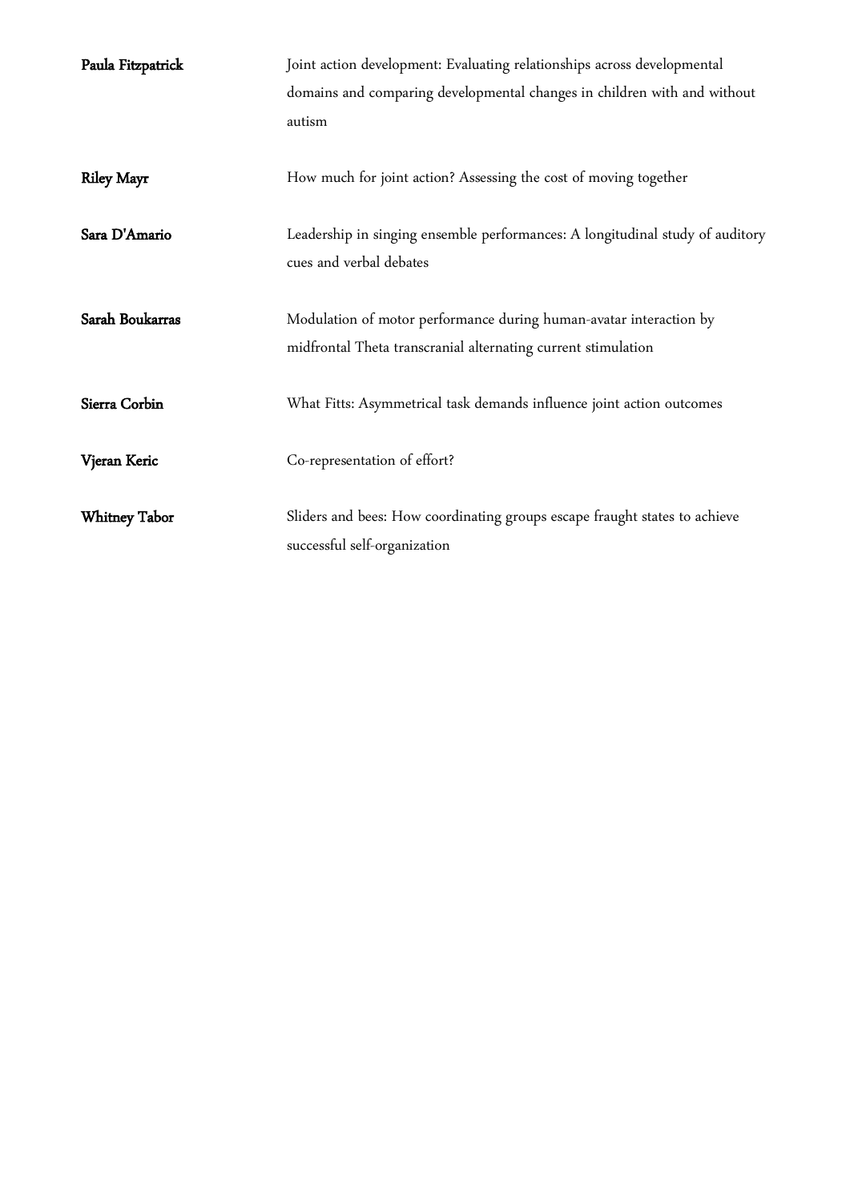| | |
|---|---|
| **Paula Fitzpatrick** | Joint action development: Evaluating relationships across developmental domains and comparing developmental changes in children with and without autism |
| **Riley Mayr** | How much for joint action? Assessing the cost of moving together |
| **Sara D'Amario** | Leadership in singing ensemble performances: A longitudinal study of auditory cues and verbal debates |
| **Sarah Boukarras** | Modulation of motor performance during human-avatar interaction by midfrontal Theta transcranial alternating current stimulation |
| **Sierra Corbin** | What Fitts: Asymmetrical task demands influence joint action outcomes |
| **Vjeran Keric** | Co-representation of effort? |
| **Whitney Tabor** | Sliders and bees: How coordinating groups escape fraught states to achieve successful self-organization |